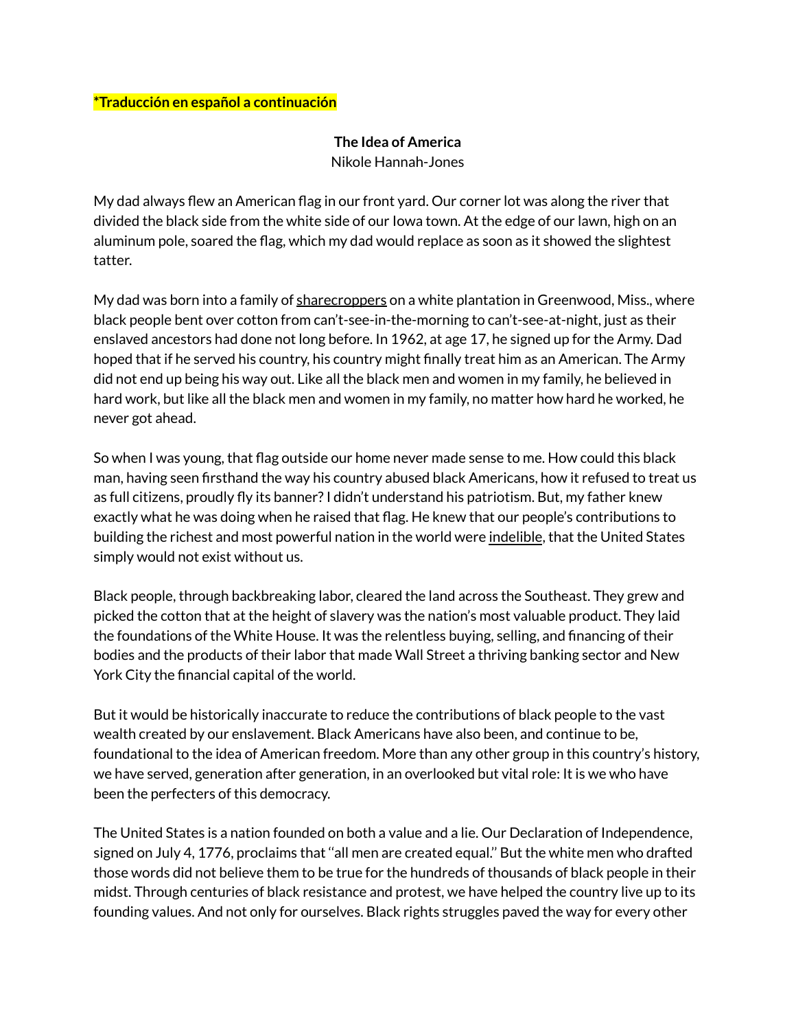**\*Traducción en español a continuación**

**The Idea of America**

Nikole Hannah-Jones

My dad always flew an American flag in our front yard. Our corner lot was along the river that divided the black side from the white side of our Iowa town. At the edge of our lawn, high on an aluminum pole, soared the flag, which my dad would replace as soon as it showed the slightest tatter.

My dad was born into a family of <u>sharecroppers</u> on a white plantation in Greenwood, Miss., where black people bent over cotton from can't-see-in-the-morning to can't-see-at-night, just as their enslaved ancestors had done not long before. In 1962, at age 17, he signed up for the Army. Dad hoped that if he served his country, his country might finally treat him as an American. The Army did not end up being his way out. Like all the black men and women in my family, he believed in hard work, but like all the black men and women in my family, no matter how hard he worked, he never got ahead.

So when I was young, that flag outside our home never made sense to me. How could this black man, having seen firsthand the way his country abused black Americans, how it refused to treat us as full citizens, proudly fly its banner? I didn't understand his patriotism. But, my father knew exactly what he was doing when he raised that flag. He knew that our people's contributions to building the richest and most powerful nation in the world were <u>indelible</u>, that the United States simply would not exist without us.

Black people, through backbreaking labor, cleared the land across the Southeast. They grew and picked the cotton that at the height of slavery was the nation's most valuable product. They laid the foundations of the White House. It was the relentless buying, selling, and financing of their bodies and the products of their labor that made Wall Street a thriving banking sector and New York City the financial capital of the world.

But it would be historically inaccurate to reduce the contributions of black people to the vast wealth created by our enslavement. Black Americans have also been, and continue to be, foundational to the idea of American freedom. More than any other group in this country's history, we have served, generation after generation, in an overlooked but vital role: It is we who have been the perfecters of this democracy.

The United States is a nation founded on both a value and a lie. Our Declaration of Independence, signed on July 4, 1776, proclaims that "all men are created equal." But the white men who drafted those words did not believe them to be true for the hundreds of thousands of black people in their midst. Through centuries of black resistance and protest, we have helped the country live up to its founding values. And not only for ourselves. Black rights struggles paved the way for every other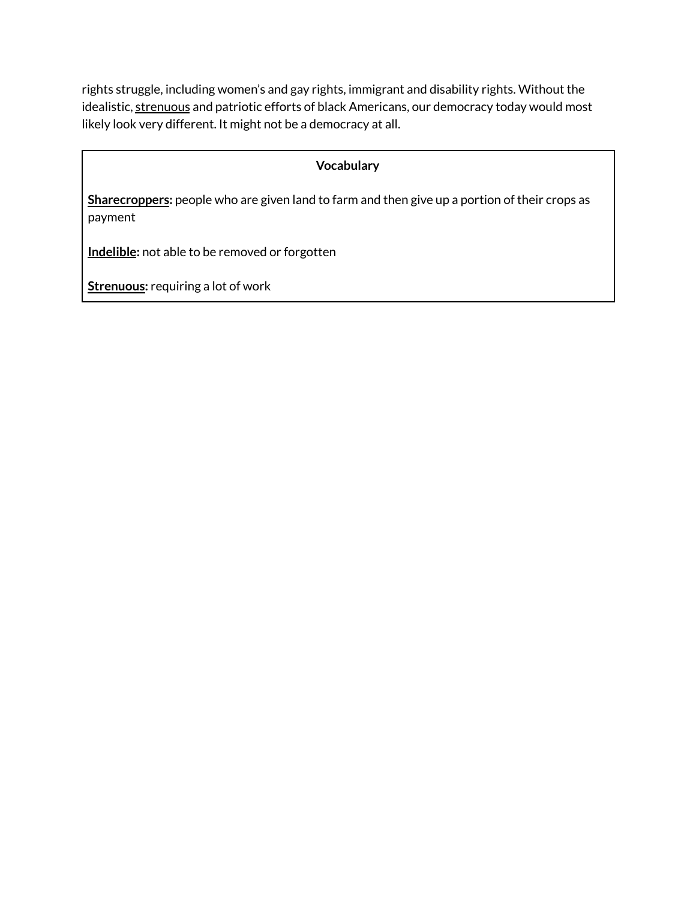rights struggle, including women's and gay rights, immigrant and disability rights. Without the idealistic, <u>strenuous</u> and patriotic efforts of black Americans, our democracy today would most likely look very different. It might not be a democracy at all.

| **Vocabulary** |
|---|
| **<u>Sharecroppers</u>:** people who are given land to farm and then give up a portion of their crops as payment |
| **<u>Indelible</u>:** not able to be removed or forgotten |
| **<u>Strenuous</u>:** requiring a lot of work |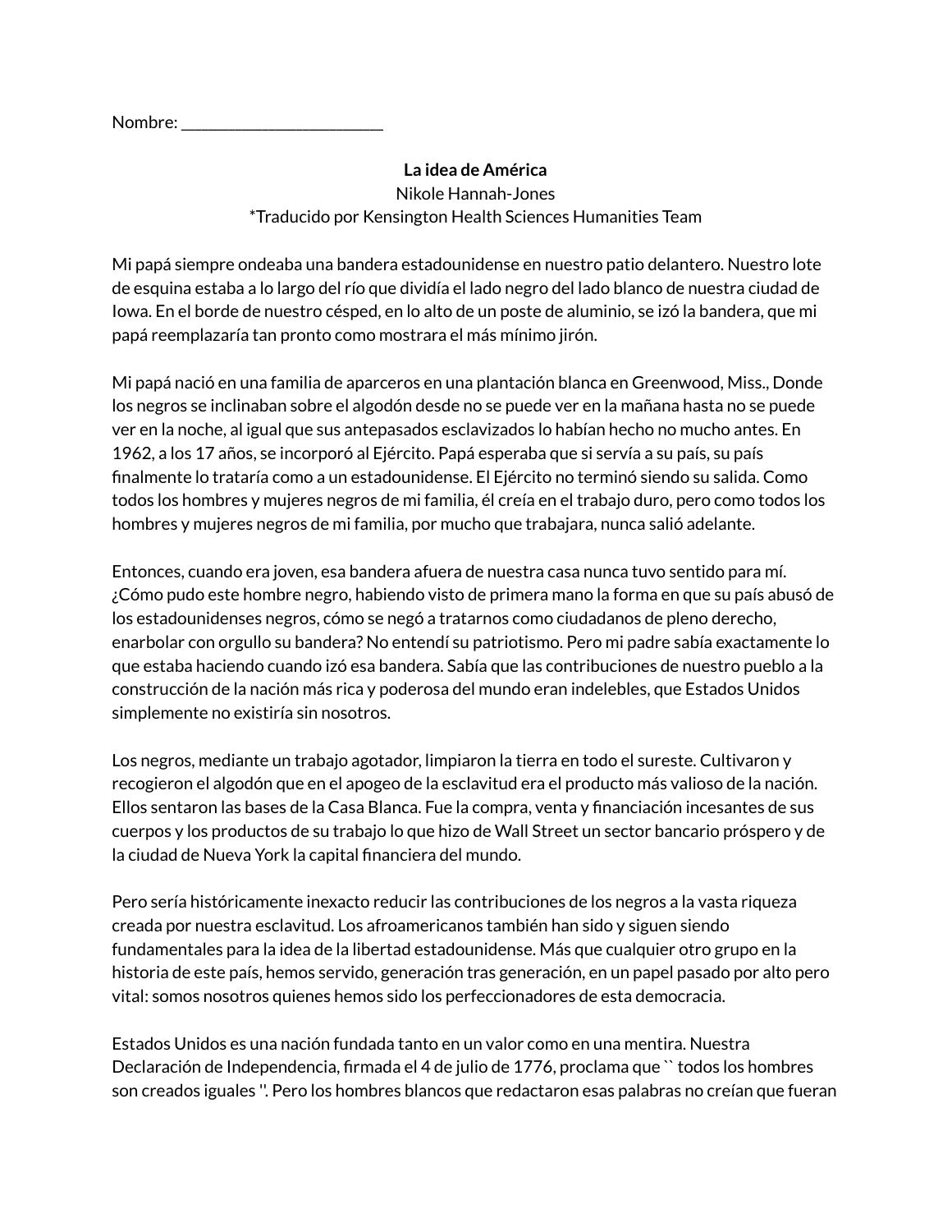Nombre: ________________________

**La idea de América**
Nikole Hannah-Jones
*Traducido por Kensington Health Sciences Humanities Team

Mi papá siempre ondeaba una bandera estadounidense en nuestro patio delantero. Nuestro lote de esquina estaba a lo largo del río que dividía el lado negro del lado blanco de nuestra ciudad de Iowa. En el borde de nuestro césped, en lo alto de un poste de aluminio, se izó la bandera, que mi papá reemplazaría tan pronto como mostrara el más mínimo jirón.

Mi papá nació en una familia de aparceros en una plantación blanca en Greenwood, Miss., Donde los negros se inclinaban sobre el algodón desde no se puede ver en la mañana hasta no se puede ver en la noche, al igual que sus antepasados esclavizados lo habían hecho no mucho antes. En 1962, a los 17 años, se incorporó al Ejército. Papá esperaba que si servía a su país, su país finalmente lo trataría como a un estadounidense. El Ejército no terminó siendo su salida. Como todos los hombres y mujeres negros de mi familia, él creía en el trabajo duro, pero como todos los hombres y mujeres negros de mi familia, por mucho que trabajara, nunca salió adelante.

Entonces, cuando era joven, esa bandera afuera de nuestra casa nunca tuvo sentido para mí. ¿Cómo pudo este hombre negro, habiendo visto de primera mano la forma en que su país abusó de los estadounidenses negros, cómo se negó a tratarnos como ciudadanos de pleno derecho, enarbolar con orgullo su bandera? No entendí su patriotismo. Pero mi padre sabía exactamente lo que estaba haciendo cuando izó esa bandera. Sabía que las contribuciones de nuestro pueblo a la construcción de la nación más rica y poderosa del mundo eran indelebles, que Estados Unidos simplemente no existiría sin nosotros.

Los negros, mediante un trabajo agotador, limpiaron la tierra en todo el sureste. Cultivaron y recogieron el algodón que en el apogeo de la esclavitud era el producto más valioso de la nación. Ellos sentaron las bases de la Casa Blanca. Fue la compra, venta y financiación incesantes de sus cuerpos y los productos de su trabajo lo que hizo de Wall Street un sector bancario próspero y de la ciudad de Nueva York la capital financiera del mundo.

Pero sería históricamente inexacto reducir las contribuciones de los negros a la vasta riqueza creada por nuestra esclavitud. Los afroamericanos también han sido y siguen siendo fundamentales para la idea de la libertad estadounidense. Más que cualquier otro grupo en la historia de este país, hemos servido, generación tras generación, en un papel pasado por alto pero vital: somos nosotros quienes hemos sido los perfeccionadores de esta democracia.

Estados Unidos es una nación fundada tanto en un valor como en una mentira. Nuestra Declaración de Independencia, firmada el 4 de julio de 1776, proclama que `` todos los hombres son creados iguales ''. Pero los hombres blancos que redactaron esas palabras no creían que fueran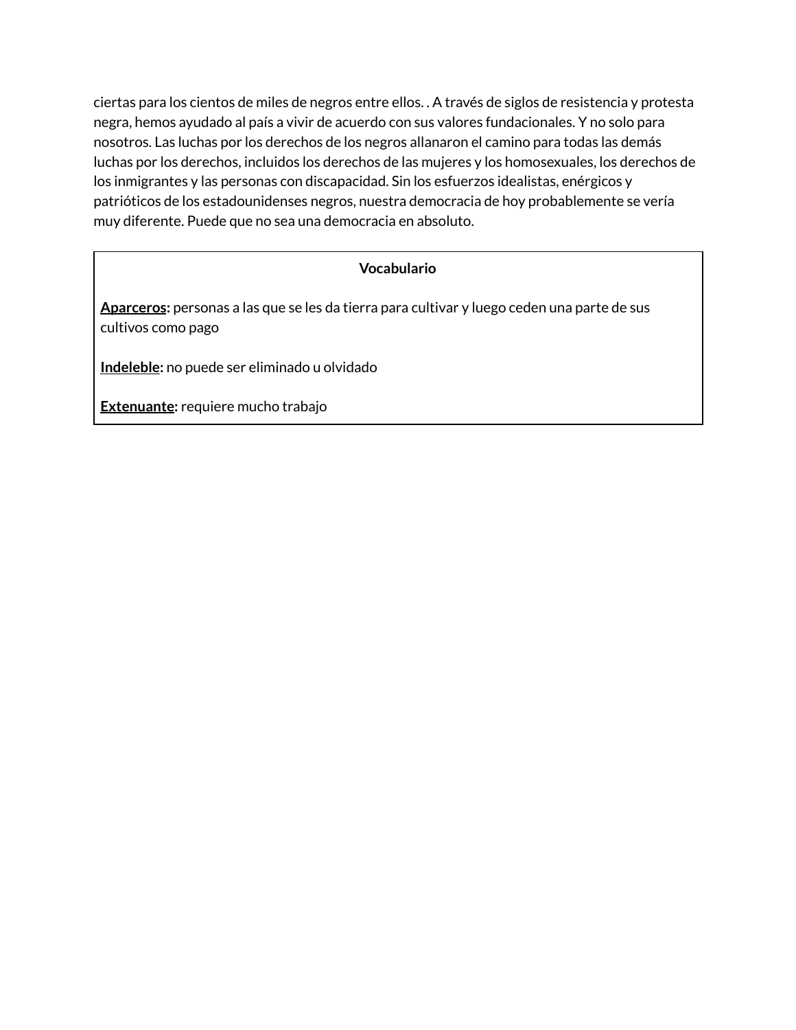ciertas para los cientos de miles de negros entre ellos. . A través de siglos de resistencia y protesta negra, hemos ayudado al país a vivir de acuerdo con sus valores fundacionales. Y no solo para nosotros. Las luchas por los derechos de los negros allanaron el camino para todas las demás luchas por los derechos, incluidos los derechos de las mujeres y los homosexuales, los derechos de los inmigrantes y las personas con discapacidad. Sin los esfuerzos idealistas, enérgicos y patrióticos de los estadounidenses negros, nuestra democracia de hoy probablemente se vería muy diferente. Puede que no sea una democracia en absoluto.

**Vocabulario**

**Aparceros:** personas a las que se les da tierra para cultivar y luego ceden una parte de sus cultivos como pago

**Indeleble:** no puede ser eliminado u olvidado

**Extenuante:** requiere mucho trabajo